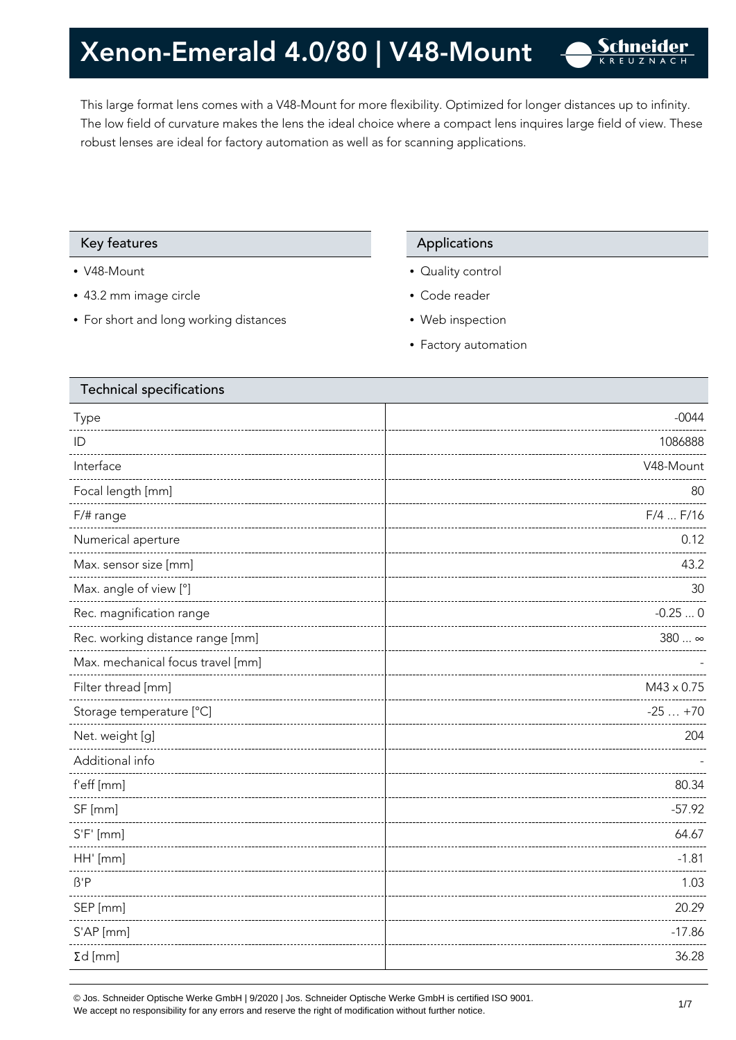# Xenon-Emerald 4.0/80 | V48-Mount

This large format lens comes with a V48-Mount for more flexibility. Optimized for longer distances up to infinity. The low field of curvature makes the lens the ideal choice where a compact lens inquires large field of view. These robust lenses are ideal for factory automation as well as for scanning applications.

## Key features

- V48-Mount
- 43.2 mm image circle
- For short and long working distances

## Applications

- Quality control
- Code reader
- Web inspection
- Factory automation

## Technical specifications

| Parameter | Value |
|---|---|
| Type | -0044 |
| ID | 1086888 |
| Interface | V48-Mount |
| Focal length [mm] | 80 |
| F/# range | F/4 ... F/16 |
| Numerical aperture | 0.12 |
| Max. sensor size [mm] | 43.2 |
| Max. angle of view [°] | 30 |
| Rec. magnification range | -0.25 ... 0 |
| Rec. working distance range [mm] | 380 ... ∞ |
| Max. mechanical focus travel [mm] | - |
| Filter thread [mm] | M43 x 0.75 |
| Storage temperature [°C] | -25 … +70 |
| Net. weight [g] | 204 |
| Additional info | - |
| f'eff [mm] | 80.34 |
| SF [mm] | -57.92 |
| S'F' [mm] | 64.67 |
| HH' [mm] | -1.81 |
| ß'P | 1.03 |
| SEP [mm] | 20.29 |
| S'AP [mm] | -17.86 |
| Σd [mm] | 36.28 |

© Jos. Schneider Optische Werke GmbH | 9/2020 | Jos. Schneider Optische Werke GmbH is certified ISO 9001.
We accept no responsibility for any errors and reserve the right of modification without further notice.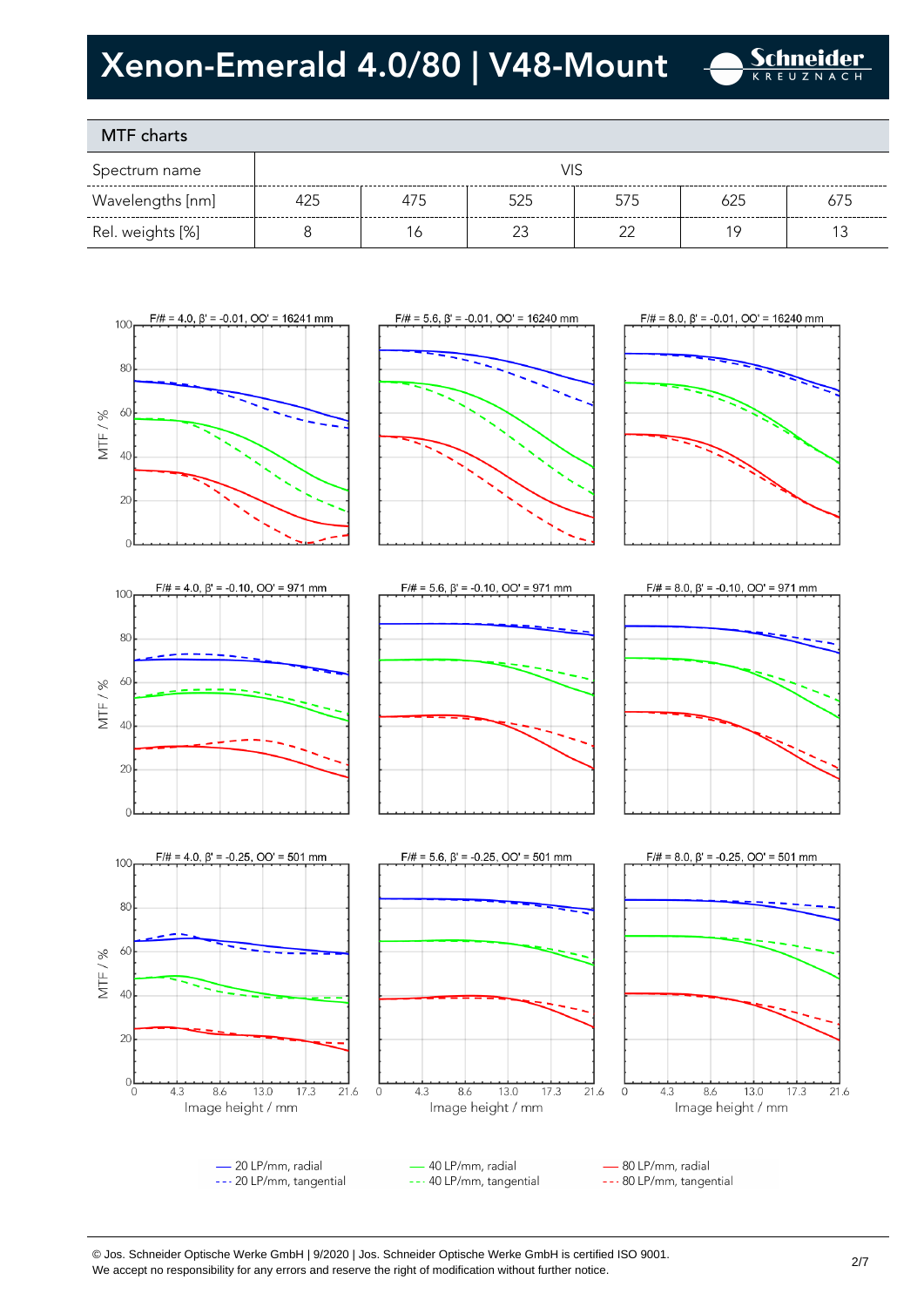# Xenon-Emerald 4.0/80 | V48-Mount

## MTF charts

| Spectrum name | VIS | | | | | |
|---|---|---|---|---|---|---|
| Wavelengths [nm] | 425 | 475 | 525 | 575 | 625 | 675 |
| Rel. weights [%] | 8 | 16 | 23 | 22 | 19 | 13 |

F/# = 4.0, β' = -0.01, OO' = 16241 mm

F/# = 5.6, β' = -0.01, OO' = 16240 mm

F/# = 8.0, β' = -0.01, OO' = 16240 mm

F/# = 4.0, β' = -0.10, OO' = 971 mm

F/# = 5.6, β' = -0.10, OO' = 971 mm

F/# = 8.0, β' = -0.10, OO' = 971 mm

F/# = 4.0, β' = -0.25, OO' = 501 mm

F/# = 5.6, β' = -0.25, OO' = 501 mm

F/# = 8.0, β' = -0.25, OO' = 501 mm

MTF / %

Image height / mm

— 20 LP/mm, radial
--- 20 LP/mm, tangential
— 40 LP/mm, radial
--- 40 LP/mm, tangential
— 80 LP/mm, radial
--- 80 LP/mm, tangential

© Jos. Schneider Optische Werke GmbH | 9/2020 | Jos. Schneider Optische Werke GmbH is certified ISO 9001.
We accept no responsibility for any errors and reserve the right of modification without further notice.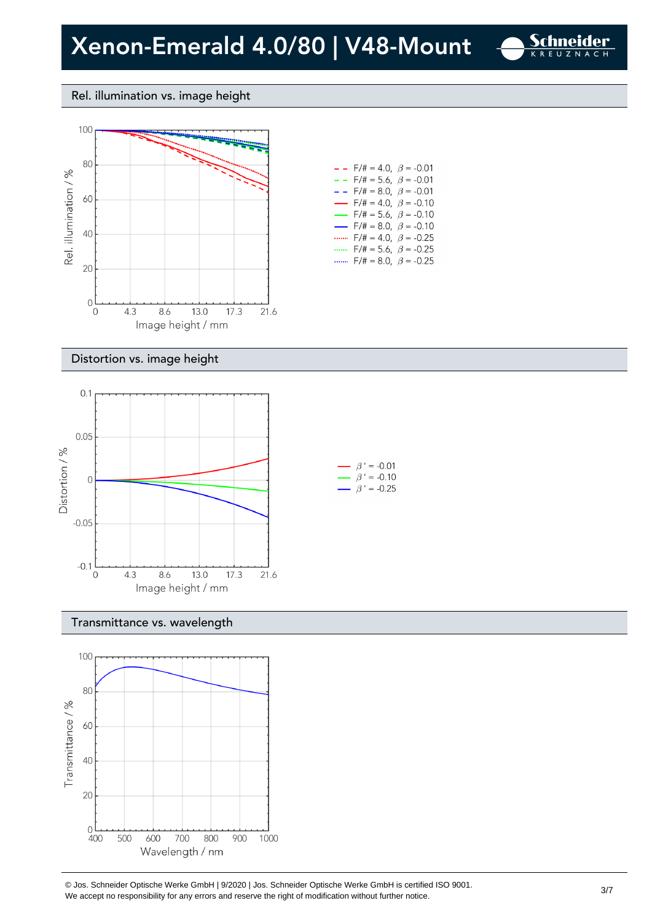# Xenon-Emerald 4.0/80 | V48-Mount

## Rel. illumination vs. image height

Rel. illumination / %

Image height / mm

- F/# = 4.0, $\beta$ = -0.01
- F/# = 5.6, $\beta$ = -0.01
- F/# = 8.0, $\beta$ = -0.01
- F/# = 4.0, $\beta$ = -0.10
- F/# = 5.6, $\beta$ = -0.10
- F/# = 8.0, $\beta$ = -0.10
- F/# = 4.0, $\beta$ = -0.25
- F/# = 5.6, $\beta$ = -0.25
- F/# = 8.0, $\beta$ = -0.25

## Distortion vs. image height

Distortion / %

Image height / mm

- $\beta'$ = -0.01
- $\beta'$ = -0.10
- $\beta'$ = -0.25

## Transmittance vs. wavelength

Transmittance / %

Wavelength / nm

© Jos. Schneider Optische Werke GmbH | 9/2020 | Jos. Schneider Optische Werke GmbH is certified ISO 9001.
We accept no responsibility for any errors and reserve the right of modification without further notice.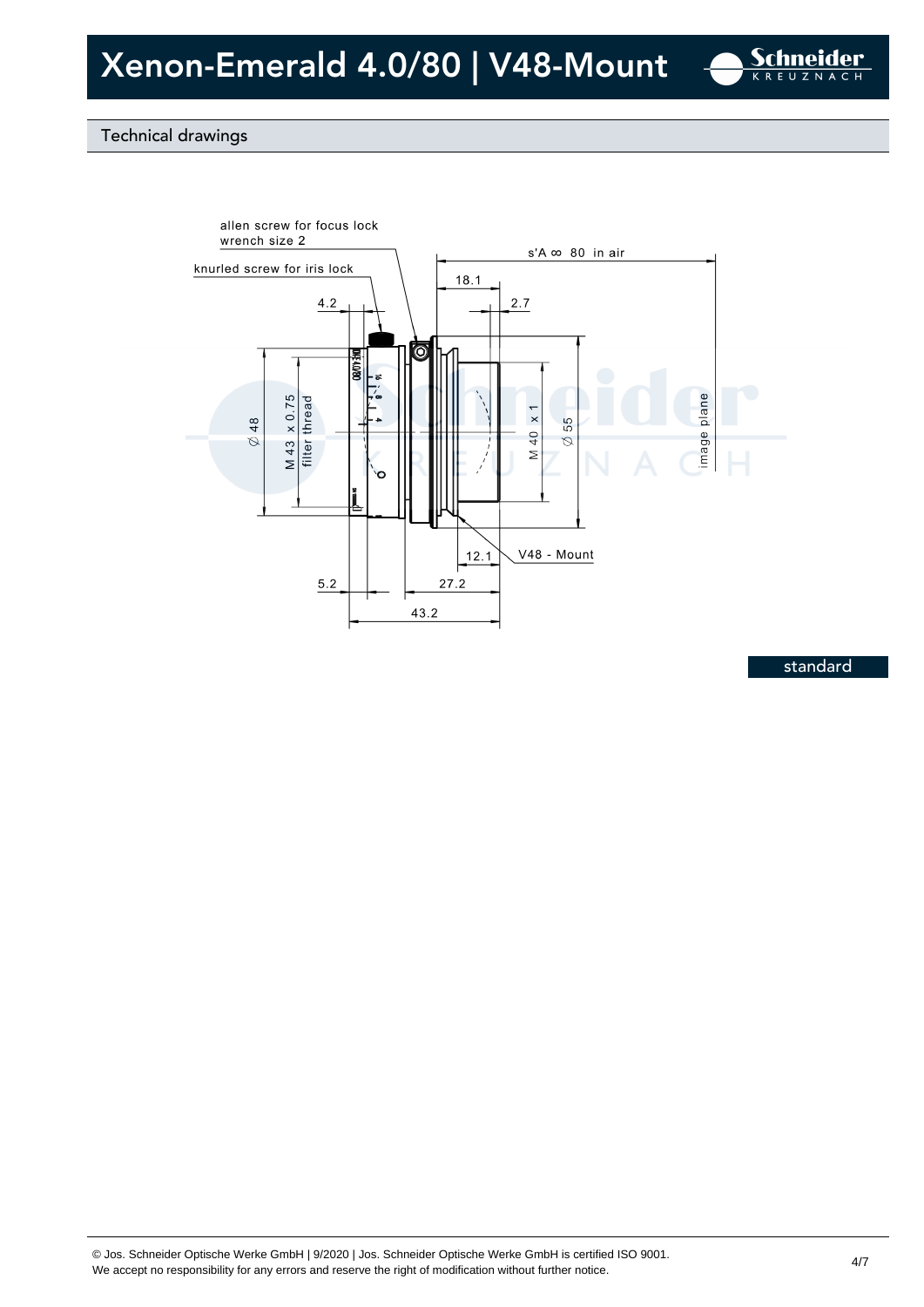# Xenon-Emerald 4.0/80 | V48-Mount

## Technical drawings

allen screw for focus lock
wrench size 2

knurled screw for iris lock

s'A ∞ 80 in air

18.1

4.2

2.7

∅ 48

M 43 x 0.75
filter thread

M 40 x 1

∅ 55

image plane

12.1

V48 - Mount

5.2

27.2

43.2

standard

© Jos. Schneider Optische Werke GmbH | 9/2020 | Jos. Schneider Optische Werke GmbH is certified ISO 9001.
We accept no responsibility for any errors and reserve the right of modification without further notice.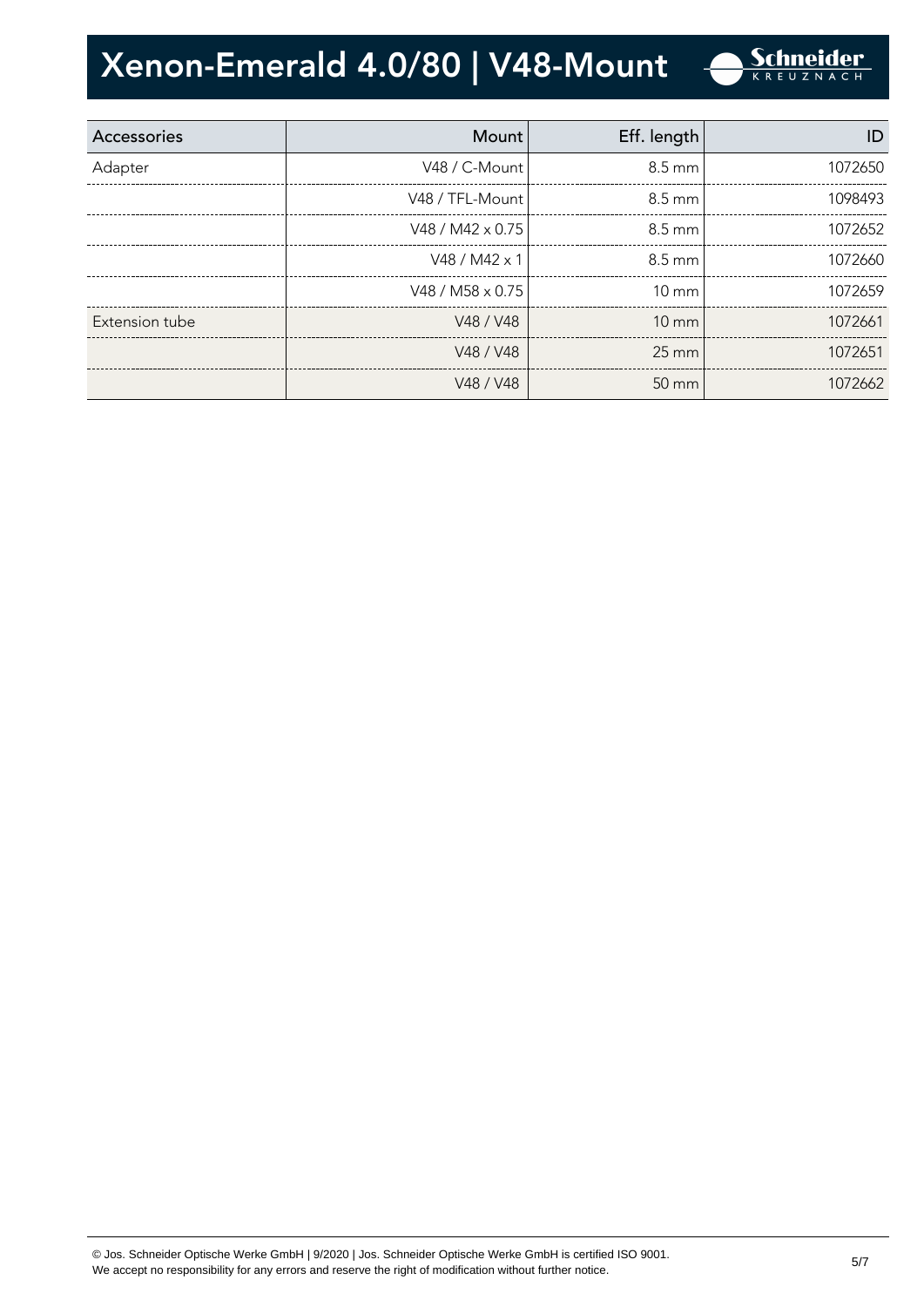# Xenon-Emerald 4.0/80 | V48-Mount

| Accessories | Mount | Eff. length | ID |
|---|---|---|---|
| Adapter | V48 / C-Mount | 8.5 mm | 1072650 |
| | V48 / TFL-Mount | 8.5 mm | 1098493 |
| | V48 / M42 x 0.75 | 8.5 mm | 1072652 |
| | V48 / M42 x 1 | 8.5 mm | 1072660 |
| | V48 / M58 x 0.75 | 10 mm | 1072659 |
| Extension tube | V48 / V48 | 10 mm | 1072661 |
| | V48 / V48 | 25 mm | 1072651 |
| | V48 / V48 | 50 mm | 1072662 |

© Jos. Schneider Optische Werke GmbH | 9/2020 | Jos. Schneider Optische Werke GmbH is certified ISO 9001.
We accept no responsibility for any errors and reserve the right of modification without further notice.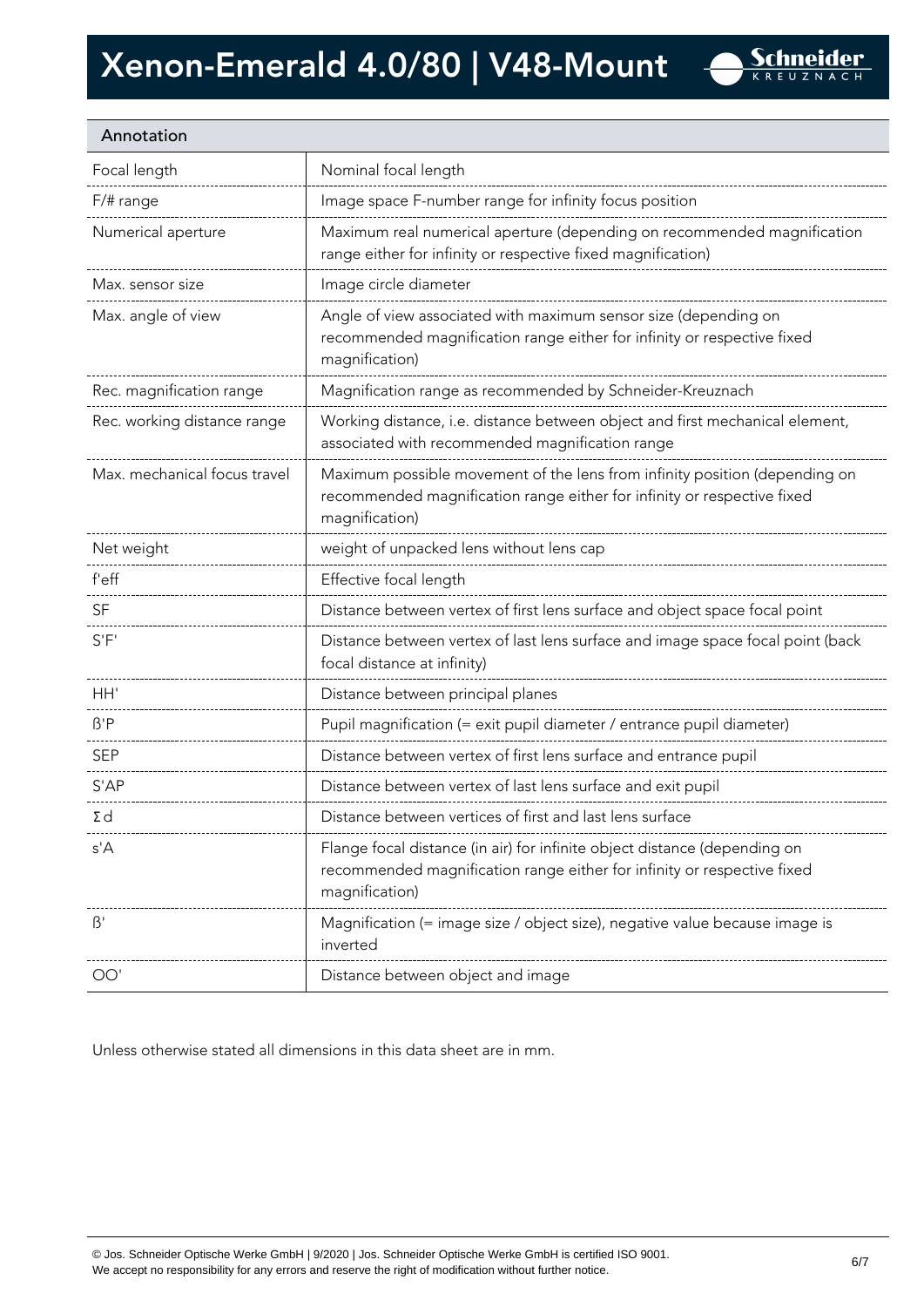# Xenon-Emerald 4.0/80 | V48-Mount

| Annotation | |
|---|---|
| Focal length | Nominal focal length |
| F/# range | Image space F-number range for infinity focus position |
| Numerical aperture | Maximum real numerical aperture (depending on recommended magnification range either for infinity or respective fixed magnification) |
| Max. sensor size | Image circle diameter |
| Max. angle of view | Angle of view associated with maximum sensor size (depending on recommended magnification range either for infinity or respective fixed magnification) |
| Rec. magnification range | Magnification range as recommended by Schneider-Kreuznach |
| Rec. working distance range | Working distance, i.e. distance between object and first mechanical element, associated with recommended magnification range |
| Max. mechanical focus travel | Maximum possible movement of the lens from infinity position (depending on recommended magnification range either for infinity or respective fixed magnification) |
| Net weight | weight of unpacked lens without lens cap |
| f'eff | Effective focal length |
| SF | Distance between vertex of first lens surface and object space focal point |
| S'F' | Distance between vertex of last lens surface and image space focal point (back focal distance at infinity) |
| HH' | Distance between principal planes |
| ß'P | Pupil magnification (= exit pupil diameter / entrance pupil diameter) |
| SEP | Distance between vertex of first lens surface and entrance pupil |
| S'AP | Distance between vertex of last lens surface and exit pupil |
| Σ d | Distance between vertices of first and last lens surface |
| s'A | Flange focal distance (in air) for infinite object distance (depending on recommended magnification range either for infinity or respective fixed magnification) |
| ß' | Magnification (= image size / object size), negative value because image is inverted |
| OO' | Distance between object and image |

Unless otherwise stated all dimensions in this data sheet are in mm.

© Jos. Schneider Optische Werke GmbH | 9/2020 | Jos. Schneider Optische Werke GmbH is certified ISO 9001.
We accept no responsibility for any errors and reserve the right of modification without further notice.